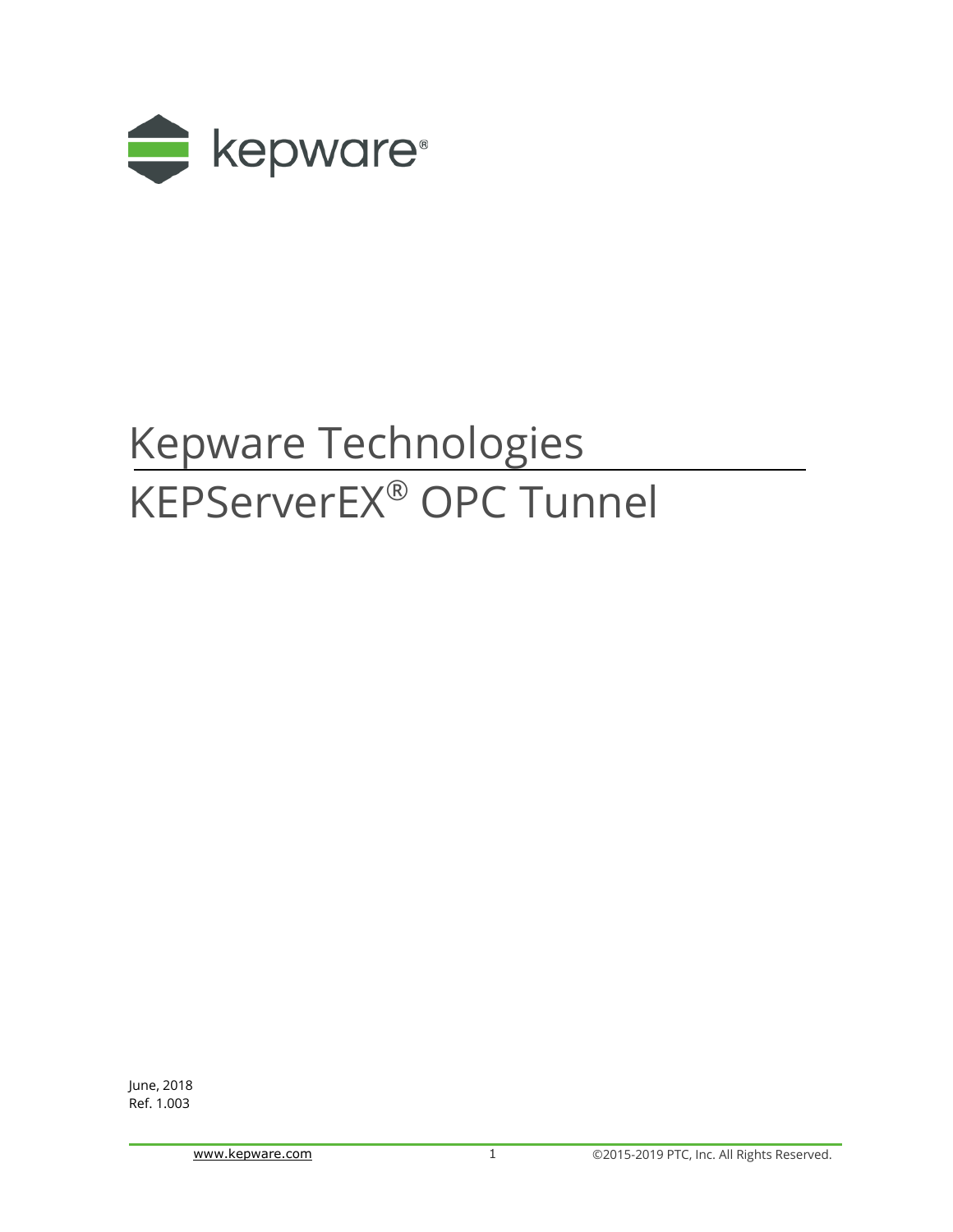# Kepware Technologies

# KEPServerEX® OPC Tunnel

June, 2018
Ref. 1.003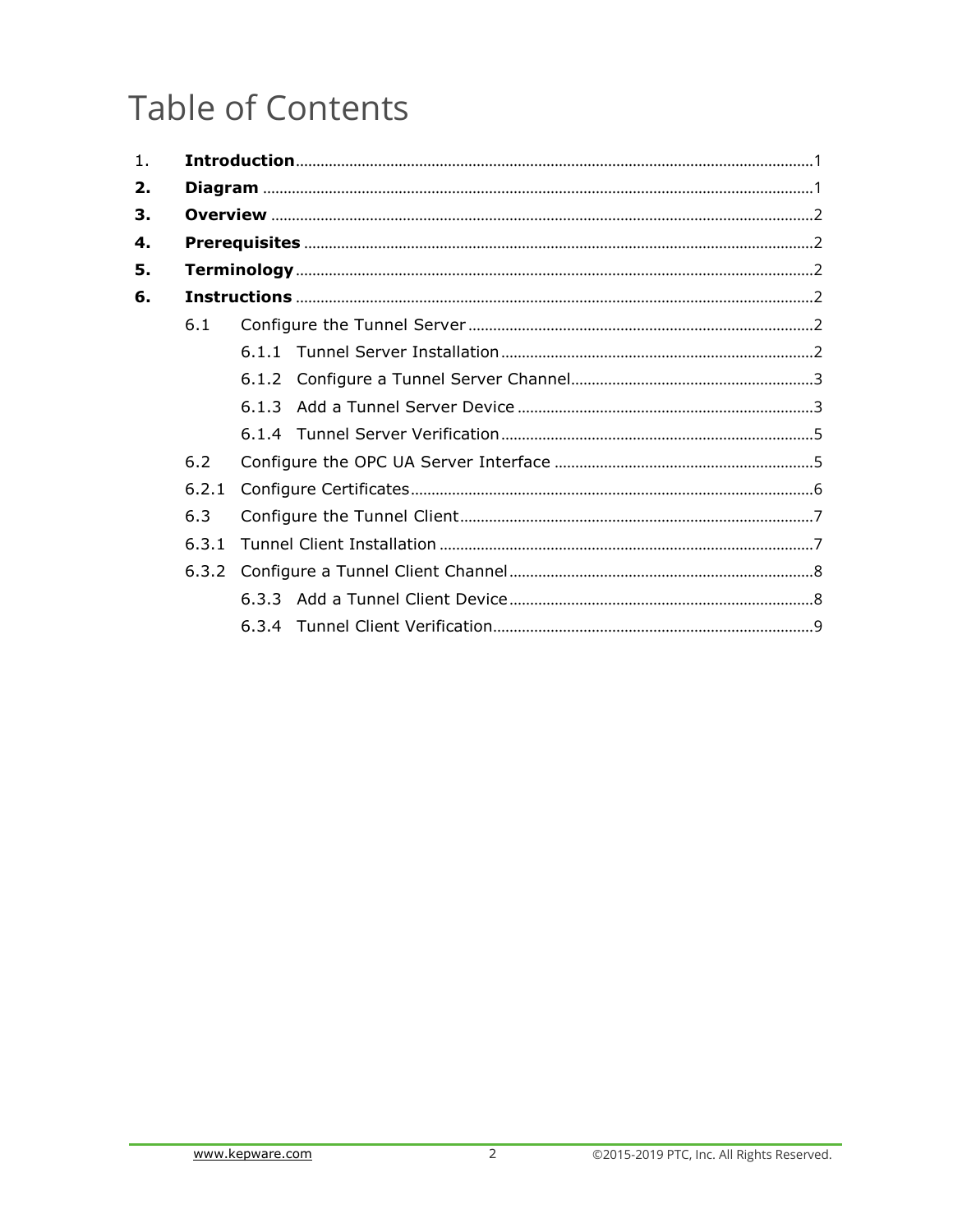# Table of Contents

1. **Introduction** ........................................................................................................ 1
2. **Diagram** .............................................................................................................. 1
3. **Overview** ............................................................................................................ 2
4. **Prerequisites** ...................................................................................................... 2
5. **Terminology** ....................................................................................................... 2
6. **Instructions** ........................................................................................................ 2
   - 6.1 Configure the Tunnel Server ............................................................................ 2
     - 6.1.1 Tunnel Server Installation ........................................................................ 2
     - 6.1.2 Configure a Tunnel Server Channel .......................................................... 3
     - 6.1.3 Add a Tunnel Server Device ..................................................................... 3
     - 6.1.4 Tunnel Server Verification ....................................................................... 5
   - 6.2 Configure the OPC UA Server Interface ........................................................... 5
   - 6.2.1 Configure Certificates ..................................................................................... 6
   - 6.3 Configure the Tunnel Client ............................................................................. 7
   - 6.3.1 Tunnel Client Installation ................................................................................ 7
   - 6.3.2 Configure a Tunnel Client Channel ................................................................. 8
     - 6.3.3 Add a Tunnel Client Device ..................................................................... 8
     - 6.3.4 Tunnel Client Verification ........................................................................ 9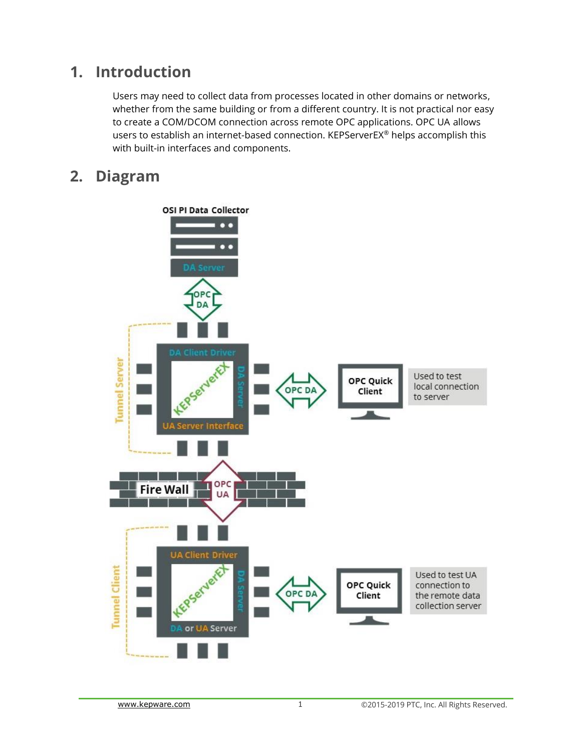## 1. Introduction

Users may need to collect data from processes located in other domains or networks, whether from the same building or from a different country. It is not practical nor easy to create a COM/DCOM connection across remote OPC applications. OPC UA allows users to establish an internet-based connection. KEPServerEX® helps accomplish this with built-in interfaces and components.

## 2. Diagram

OSI PI Data Collector

DA Server

OPC DA

Tunnel Server

DA Client Driver

KEPServerEX

DA Server

UA Server Interface

OPC DA

OPC Quick Client

Used to test local connection to server

Fire Wall

OPC UA

Tunnel Client

UA Client Driver

KEPServerEX

DA Server

DA or UA Server

OPC DA

OPC Quick Client

Used to test UA connection to the remote data collection server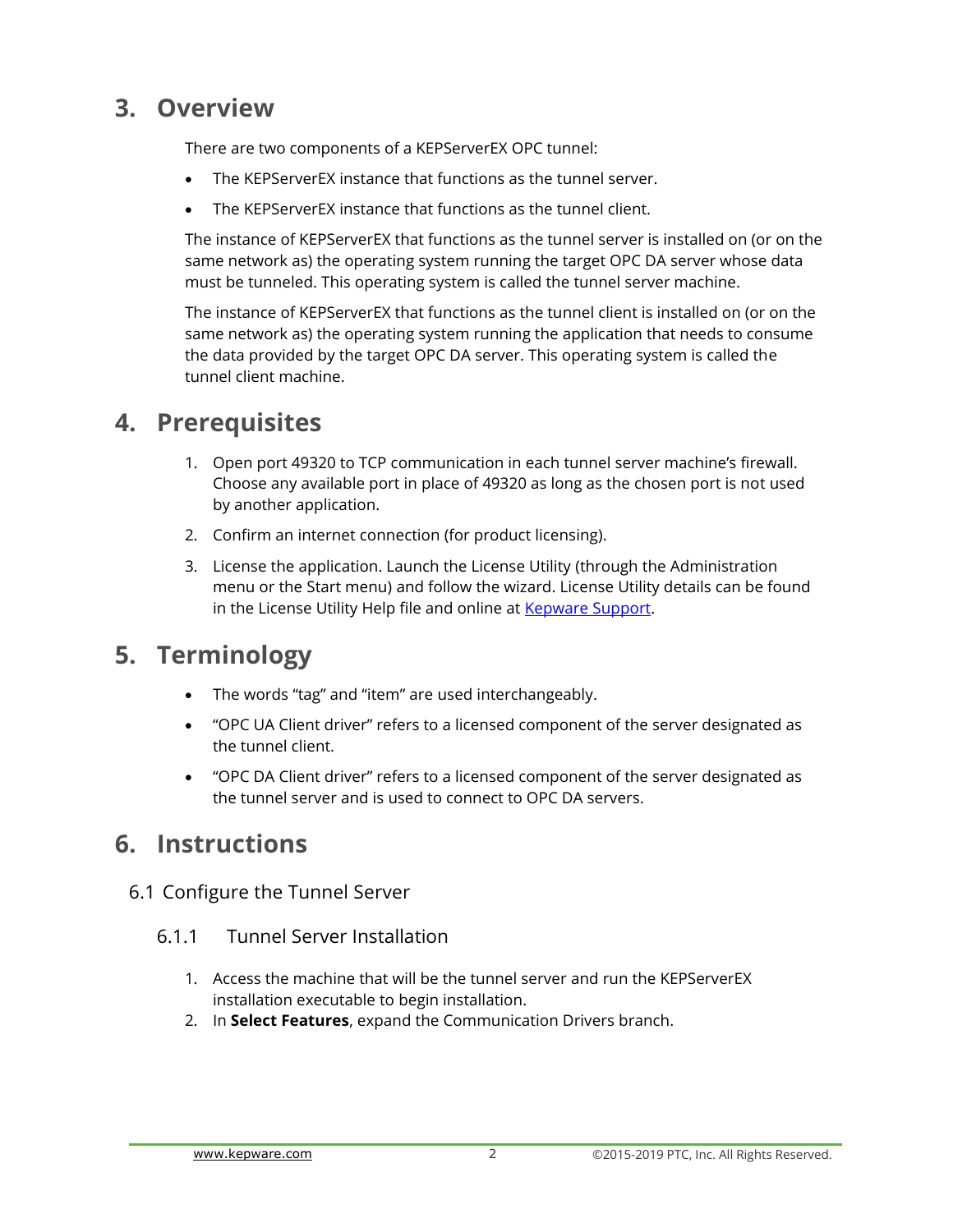## 3. Overview

There are two components of a KEPServerEX OPC tunnel:

- The KEPServerEX instance that functions as the tunnel server.
- The KEPServerEX instance that functions as the tunnel client.

The instance of KEPServerEX that functions as the tunnel server is installed on (or on the same network as) the operating system running the target OPC DA server whose data must be tunneled. This operating system is called the tunnel server machine.

The instance of KEPServerEX that functions as the tunnel client is installed on (or on the same network as) the operating system running the application that needs to consume the data provided by the target OPC DA server. This operating system is called the tunnel client machine.

## 4. Prerequisites

1. Open port 49320 to TCP communication in each tunnel server machine's firewall. Choose any available port in place of 49320 as long as the chosen port is not used by another application.
2. Confirm an internet connection (for product licensing).
3. License the application. Launch the License Utility (through the Administration menu or the Start menu) and follow the wizard. License Utility details can be found in the License Utility Help file and online at Kepware Support.

## 5. Terminology

- The words "tag" and "item" are used interchangeably.
- "OPC UA Client driver" refers to a licensed component of the server designated as the tunnel client.
- "OPC DA Client driver" refers to a licensed component of the server designated as the tunnel server and is used to connect to OPC DA servers.

## 6. Instructions

### 6.1 Configure the Tunnel Server

#### 6.1.1 Tunnel Server Installation

1. Access the machine that will be the tunnel server and run the KEPServerEX installation executable to begin installation.
2. In **Select Features**, expand the Communication Drivers branch.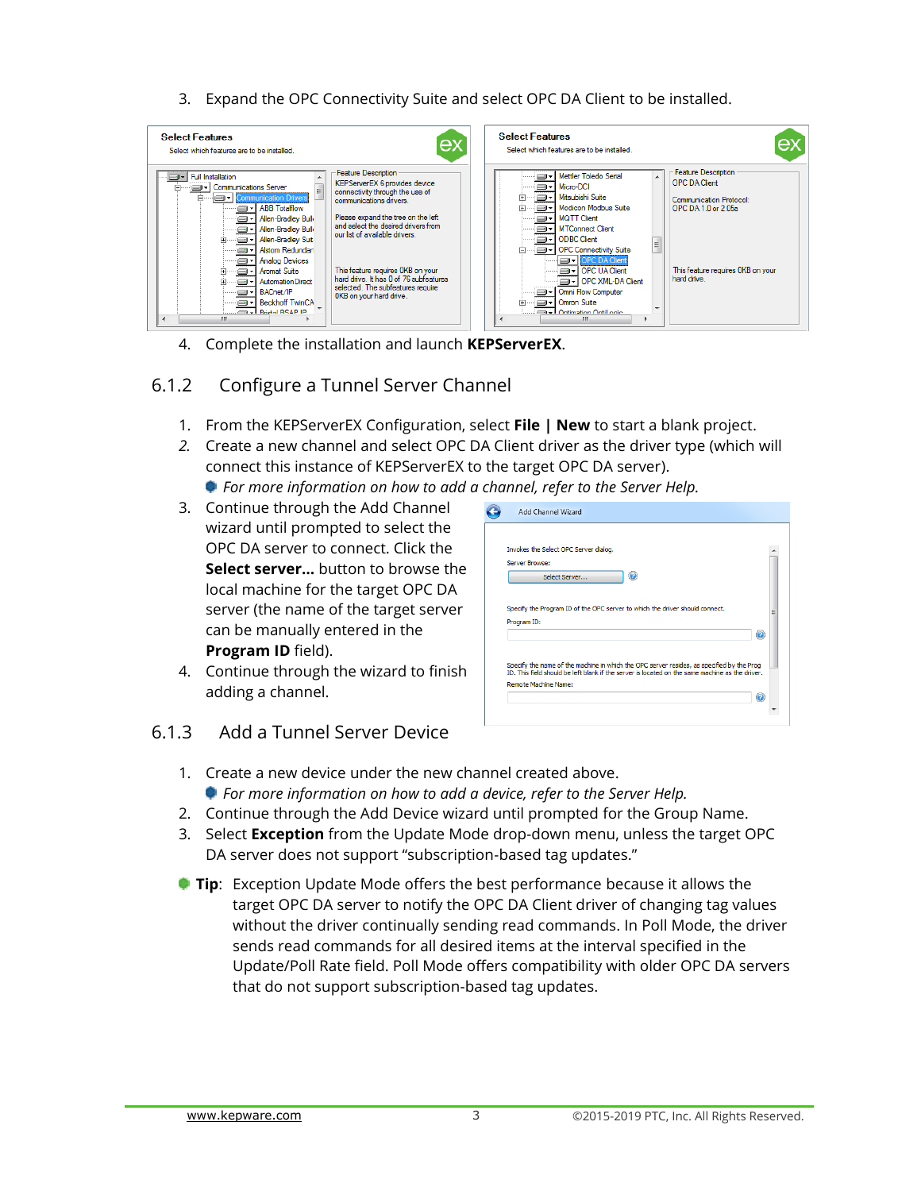3. Expand the OPC Connectivity Suite and select OPC DA Client to be installed.

4. Complete the installation and launch **KEPServerEX**.

### 6.1.2 Configure a Tunnel Server Channel

1. From the KEPServerEX Configuration, select **File | New** to start a blank project.
2. Create a new channel and select OPC DA Client driver as the driver type (which will connect this instance of KEPServerEX to the target OPC DA server).
   - *For more information on how to add a channel, refer to the Server Help.*
3. Continue through the Add Channel wizard until prompted to select the OPC DA server to connect. Click the **Select server…** button to browse the local machine for the target OPC DA server (the name of the target server can be manually entered in the **Program ID** field).
4. Continue through the wizard to finish adding a channel.

### 6.1.3 Add a Tunnel Server Device

1. Create a new device under the new channel created above.
   - *For more information on how to add a device, refer to the Server Help.*
2. Continue through the Add Device wizard until prompted for the Group Name.
3. Select **Exception** from the Update Mode drop-down menu, unless the target OPC DA server does not support "subscription-based tag updates."

**Tip**: Exception Update Mode offers the best performance because it allows the target OPC DA server to notify the OPC DA Client driver of changing tag values without the driver continually sending read commands. In Poll Mode, the driver sends read commands for all desired items at the interval specified in the Update/Poll Rate field. Poll Mode offers compatibility with older OPC DA servers that do not support subscription-based tag updates.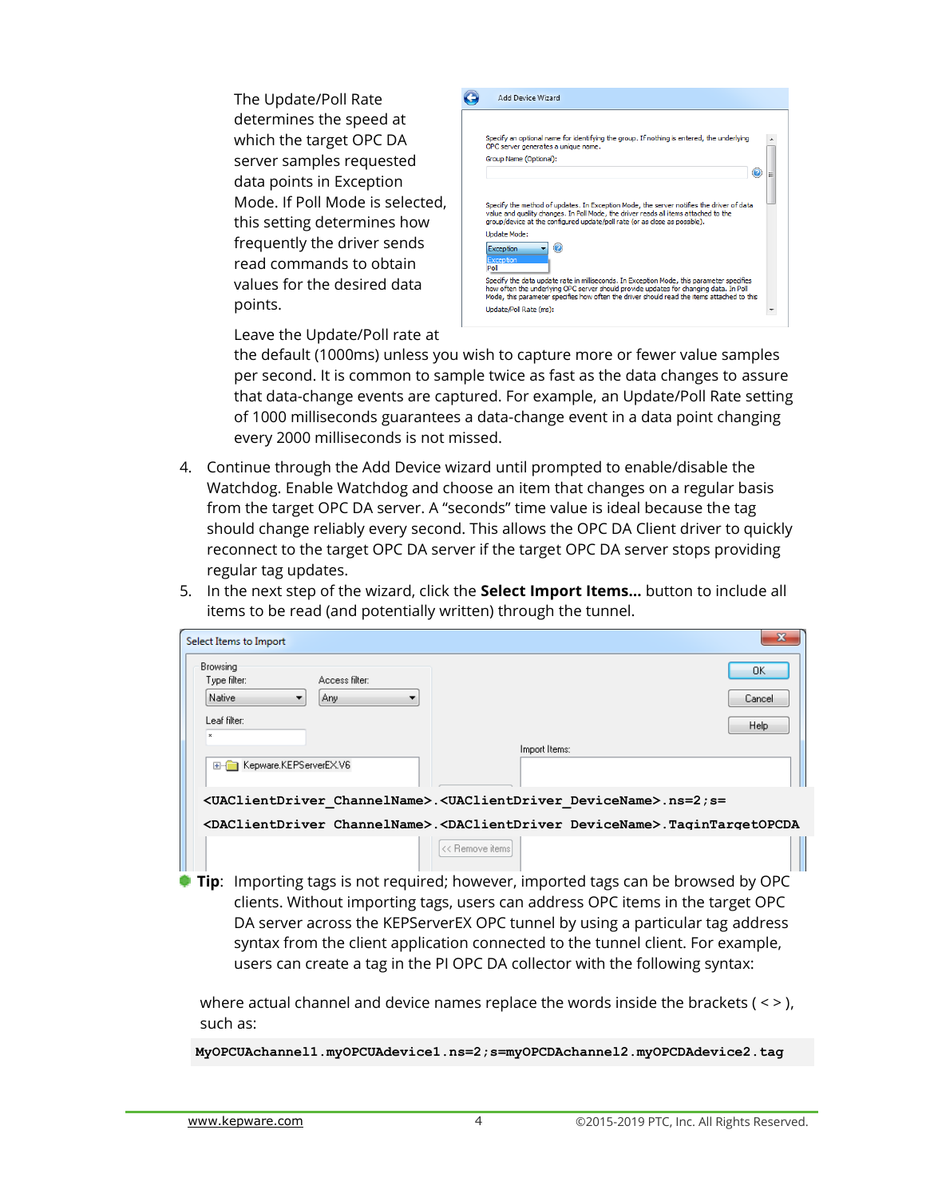The Update/Poll Rate determines the speed at which the target OPC DA server samples requested data points in Exception Mode. If Poll Mode is selected, this setting determines how frequently the driver sends read commands to obtain values for the desired data points.

Leave the Update/Poll rate at the default (1000ms) unless you wish to capture more or fewer value samples per second. It is common to sample twice as fast as the data changes to assure that data-change events are captured. For example, an Update/Poll Rate setting of 1000 milliseconds guarantees a data-change event in a data point changing every 2000 milliseconds is not missed.

4. Continue through the Add Device wizard until prompted to enable/disable the Watchdog. Enable Watchdog and choose an item that changes on a regular basis from the target OPC DA server. A "seconds" time value is ideal because the tag should change reliably every second. This allows the OPC DA Client driver to quickly reconnect to the target OPC DA server if the target OPC DA server stops providing regular tag updates.
5. In the next step of the wizard, click the **Select Import Items...** button to include all items to be read (and potentially written) through the tunnel.

```
<UAClientDriver_ChannelName>.<UAClientDriver_DeviceName>.ns=2;s=
<DAClientDriver ChannelName>.<DAClientDriver DeviceName>.TaginTargetOPCDA
```

**Tip**: Importing tags is not required; however, imported tags can be browsed by OPC clients. Without importing tags, users can address OPC items in the target OPC DA server across the KEPServerEX OPC tunnel by using a particular tag address syntax from the client application connected to the tunnel client. For example, users can create a tag in the PI OPC DA collector with the following syntax:

where actual channel and device names replace the words inside the brackets ( < > ), such as:

```
MyOPCUAchannel1.myOPCUAdevice1.ns=2;s=myOPCDAchannel2.myOPCDAdevice2.tag
```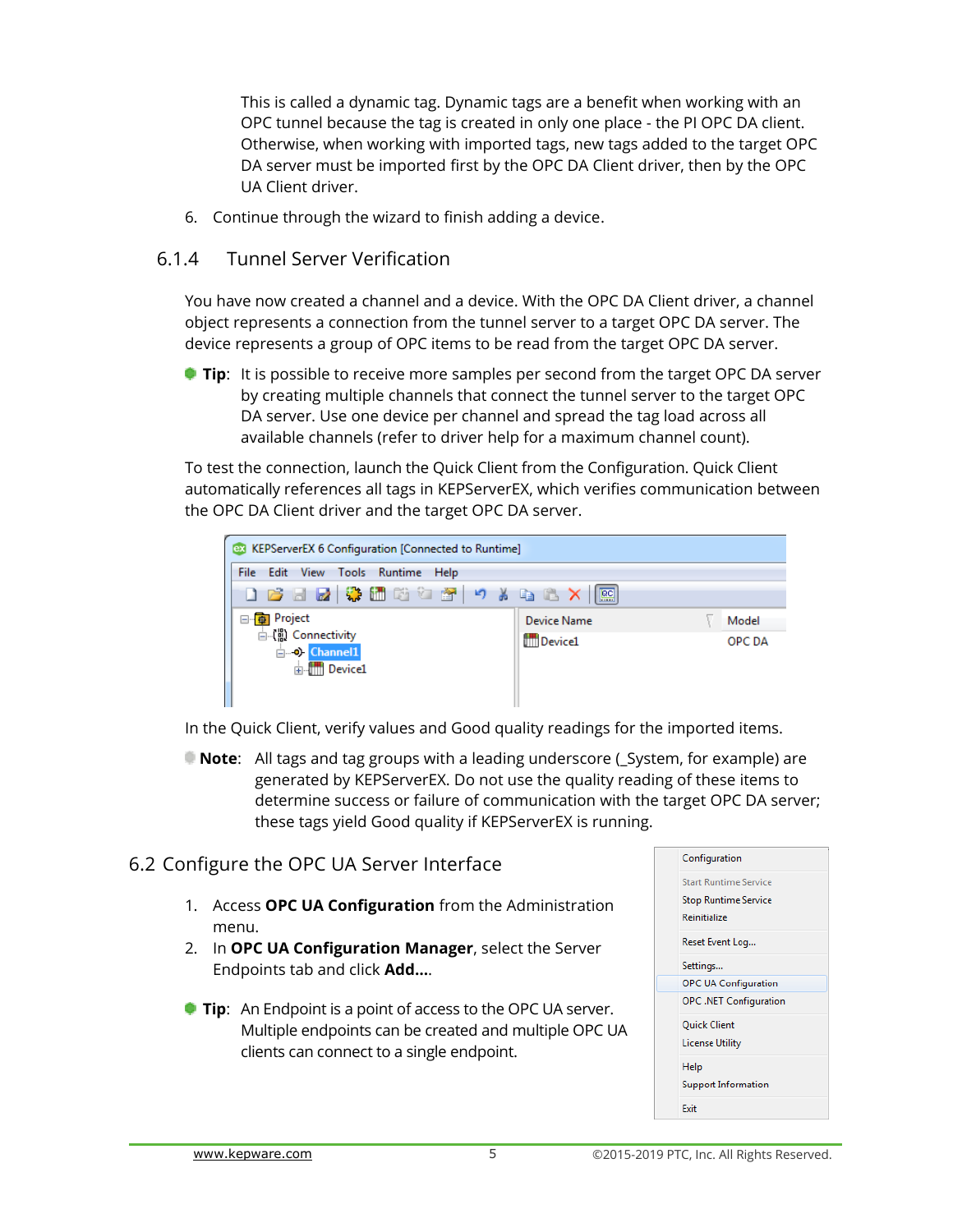This is called a dynamic tag. Dynamic tags are a benefit when working with an OPC tunnel because the tag is created in only one place - the PI OPC DA client. Otherwise, when working with imported tags, new tags added to the target OPC DA server must be imported first by the OPC DA Client driver, then by the OPC UA Client driver.

6. Continue through the wizard to finish adding a device.

### 6.1.4 Tunnel Server Verification

You have now created a channel and a device. With the OPC DA Client driver, a channel object represents a connection from the tunnel server to a target OPC DA server. The device represents a group of OPC items to be read from the target OPC DA server.

**Tip**: It is possible to receive more samples per second from the target OPC DA server by creating multiple channels that connect the tunnel server to the target OPC DA server. Use one device per channel and spread the tag load across all available channels (refer to driver help for a maximum channel count).

To test the connection, launch the Quick Client from the Configuration. Quick Client automatically references all tags in KEPServerEX, which verifies communication between the OPC DA Client driver and the target OPC DA server.

In the Quick Client, verify values and Good quality readings for the imported items.

**Note**: All tags and tag groups with a leading underscore (_System, for example) are generated by KEPServerEX. Do not use the quality reading of these items to determine success or failure of communication with the target OPC DA server; these tags yield Good quality if KEPServerEX is running.

## 6.2 Configure the OPC UA Server Interface

1. Access **OPC UA Configuration** from the Administration menu.
2. In **OPC UA Configuration Manager**, select the Server Endpoints tab and click **Add...**.

**Tip**: An Endpoint is a point of access to the OPC UA server. Multiple endpoints can be created and multiple OPC UA clients can connect to a single endpoint.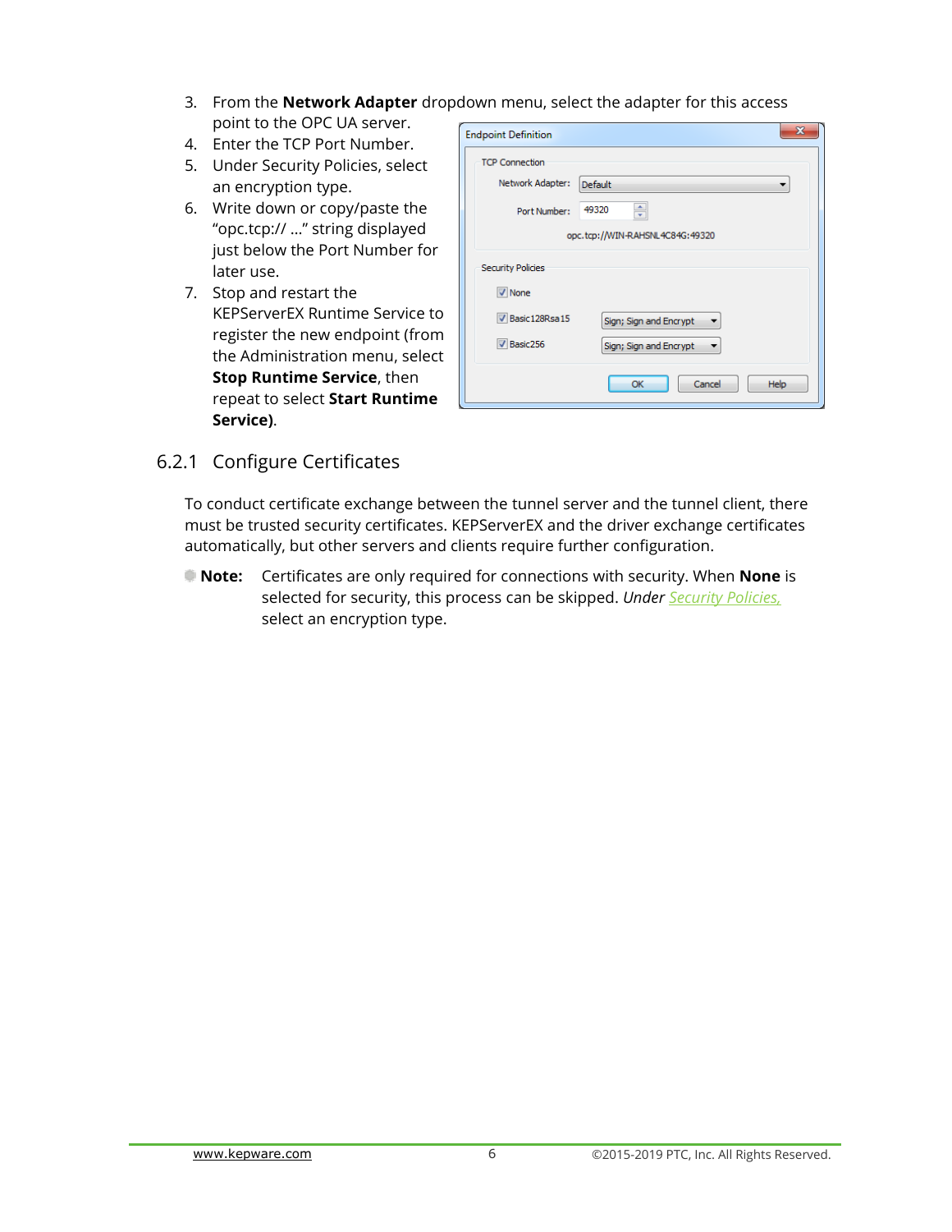3. From the **Network Adapter** dropdown menu, select the adapter for this access point to the OPC UA server.
4. Enter the TCP Port Number.
5. Under Security Policies, select an encryption type.
6. Write down or copy/paste the "opc.tcp:// …" string displayed just below the Port Number for later use.
7. Stop and restart the KEPServerEX Runtime Service to register the new endpoint (from the Administration menu, select **Stop Runtime Service**, then repeat to select **Start Runtime Service**).

## 6.2.1 Configure Certificates

To conduct certificate exchange between the tunnel server and the tunnel client, there must be trusted security certificates. KEPServerEX and the driver exchange certificates automatically, but other servers and clients require further configuration.

**Note:** Certificates are only required for connections with security. When **None** is selected for security, this process can be skipped. *Under* Security Policies, select an encryption type.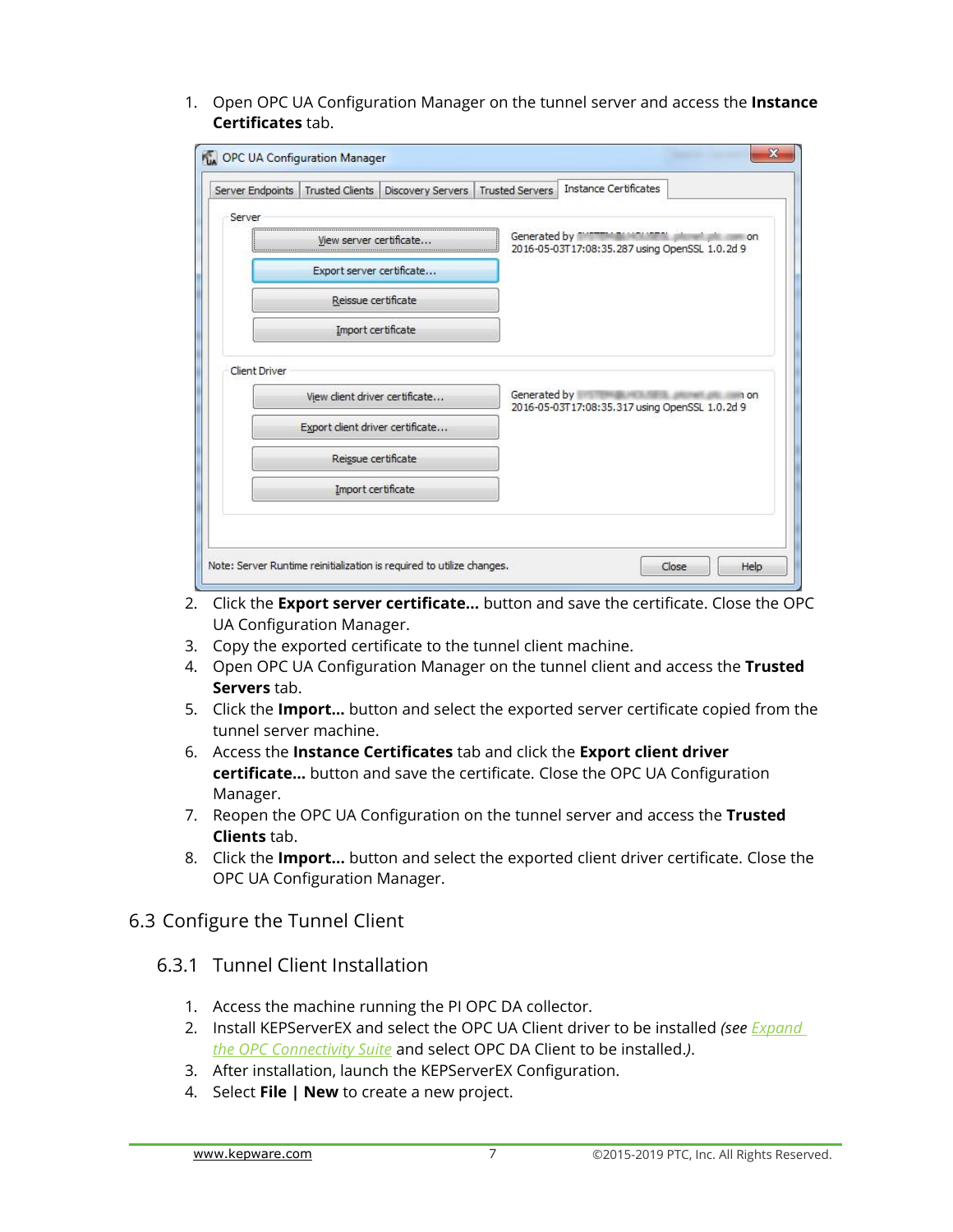1. Open OPC UA Configuration Manager on the tunnel server and access the **Instance Certificates** tab.

2. Click the **Export server certificate...** button and save the certificate. Close the OPC UA Configuration Manager.
3. Copy the exported certificate to the tunnel client machine.
4. Open OPC UA Configuration Manager on the tunnel client and access the **Trusted Servers** tab.
5. Click the **Import...** button and select the exported server certificate copied from the tunnel server machine.
6. Access the **Instance Certificates** tab and click the **Export client driver certificate...** button and save the certificate. Close the OPC UA Configuration Manager.
7. Reopen the OPC UA Configuration on the tunnel server and access the **Trusted Clients** tab.
8. Click the **Import...** button and select the exported client driver certificate. Close the OPC UA Configuration Manager.

## 6.3 Configure the Tunnel Client

### 6.3.1 Tunnel Client Installation

1. Access the machine running the PI OPC DA collector.
2. Install KEPServerEX and select the OPC UA Client driver to be installed *(see Expand the OPC Connectivity Suite* and select OPC DA Client to be installed.*)*.
3. After installation, launch the KEPServerEX Configuration.
4. Select **File | New** to create a new project.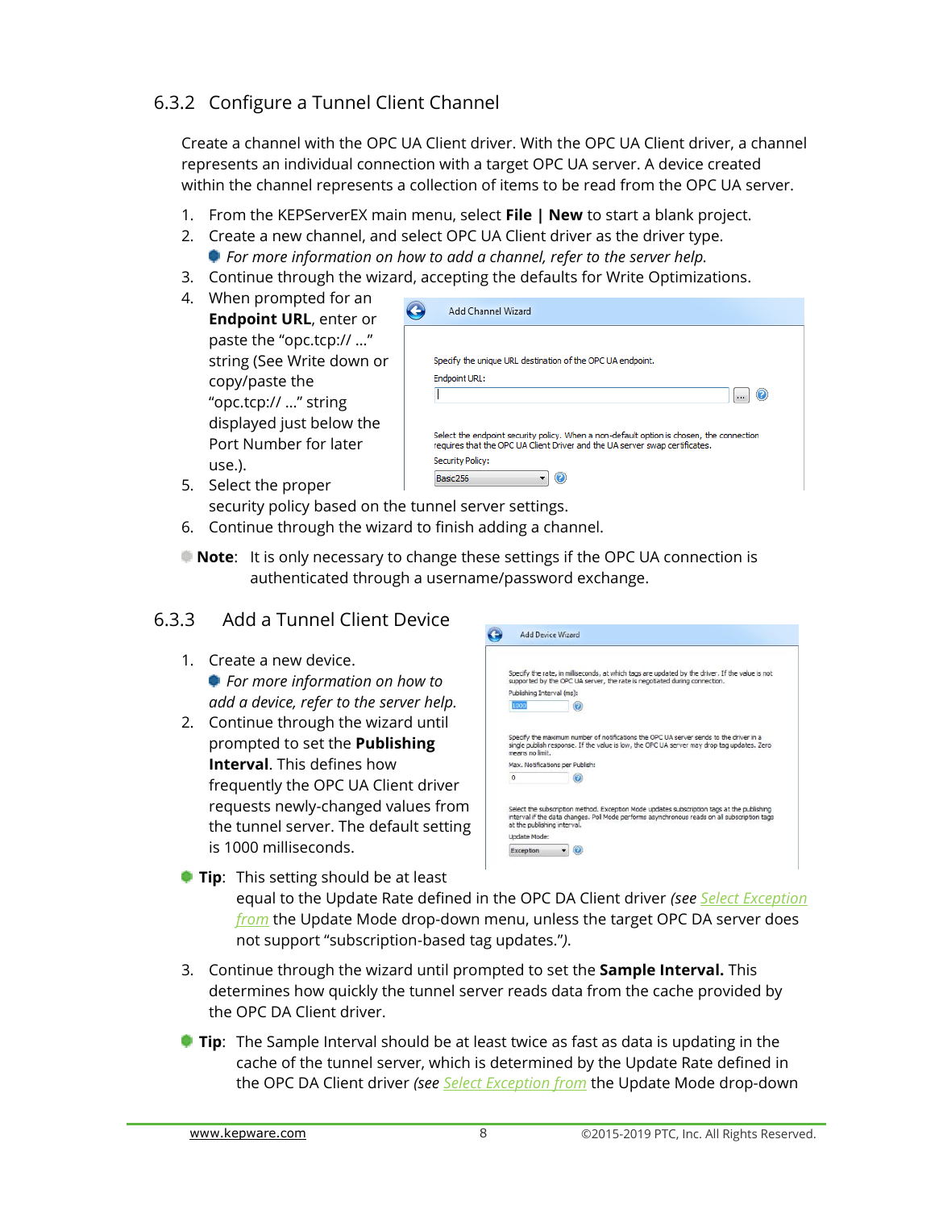### 6.3.2 Configure a Tunnel Client Channel

Create a channel with the OPC UA Client driver. With the OPC UA Client driver, a channel represents an individual connection with a target OPC UA server. A device created within the channel represents a collection of items to be read from the OPC UA server.

1. From the KEPServerEX main menu, select **File | New** to start a blank project.
2. Create a new channel, and select OPC UA Client driver as the driver type.
   - *For more information on how to add a channel, refer to the server help.*
3. Continue through the wizard, accepting the defaults for Write Optimizations.
4. When prompted for an **Endpoint URL**, enter or paste the "opc.tcp:// …" string (See Write down or copy/paste the "opc.tcp:// …" string displayed just below the Port Number for later use.).
5. Select the proper security policy based on the tunnel server settings.
6. Continue through the wizard to finish adding a channel.

**Note**: It is only necessary to change these settings if the OPC UA connection is authenticated through a username/password exchange.

### 6.3.3 Add a Tunnel Client Device

1. Create a new device.
   - *For more information on how to add a device, refer to the server help.*
2. Continue through the wizard until prompted to set the **Publishing Interval**. This defines how frequently the OPC UA Client driver requests newly-changed values from the tunnel server. The default setting is 1000 milliseconds.

**Tip**: This setting should be at least equal to the Update Rate defined in the OPC DA Client driver *(see Select Exception from* the Update Mode drop-down menu, unless the target OPC DA server does not support "subscription-based tag updates."*).*

3. Continue through the wizard until prompted to set the **Sample Interval.** This determines how quickly the tunnel server reads data from the cache provided by the OPC DA Client driver.

**Tip**: The Sample Interval should be at least twice as fast as data is updating in the cache of the tunnel server, which is determined by the Update Rate defined in the OPC DA Client driver *(see Select Exception from* the Update Mode drop-down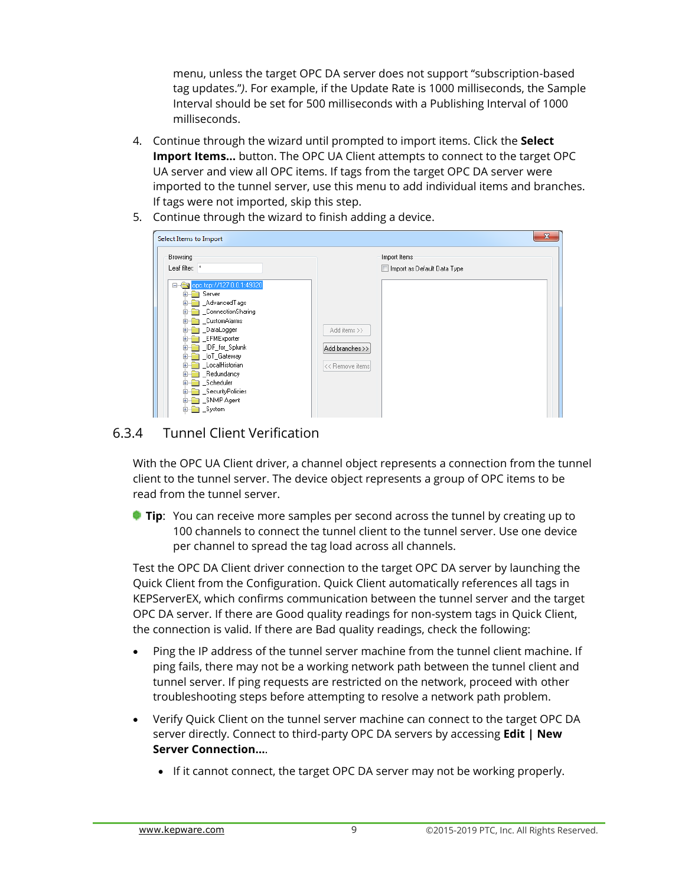menu, unless the target OPC DA server does not support "subscription-based tag updates."). For example, if the Update Rate is 1000 milliseconds, the Sample Interval should be set for 500 milliseconds with a Publishing Interval of 1000 milliseconds.

4. Continue through the wizard until prompted to import items. Click the **Select Import Items...** button. The OPC UA Client attempts to connect to the target OPC UA server and view all OPC items. If tags from the target OPC DA server were imported to the tunnel server, use this menu to add individual items and branches. If tags were not imported, skip this step.
5. Continue through the wizard to finish adding a device.

### 6.3.4 Tunnel Client Verification

With the OPC UA Client driver, a channel object represents a connection from the tunnel client to the tunnel server. The device object represents a group of OPC items to be read from the tunnel server.

**Tip**: You can receive more samples per second across the tunnel by creating up to 100 channels to connect the tunnel client to the tunnel server. Use one device per channel to spread the tag load across all channels.

Test the OPC DA Client driver connection to the target OPC DA server by launching the Quick Client from the Configuration. Quick Client automatically references all tags in KEPServerEX, which confirms communication between the tunnel server and the target OPC DA server. If there are Good quality readings for non-system tags in Quick Client, the connection is valid. If there are Bad quality readings, check the following:

- Ping the IP address of the tunnel server machine from the tunnel client machine. If ping fails, there may not be a working network path between the tunnel client and tunnel server. If ping requests are restricted on the network, proceed with other troubleshooting steps before attempting to resolve a network path problem.
- Verify Quick Client on the tunnel server machine can connect to the target OPC DA server directly. Connect to third-party OPC DA servers by accessing **Edit | New Server Connection...**.
  - If it cannot connect, the target OPC DA server may not be working properly.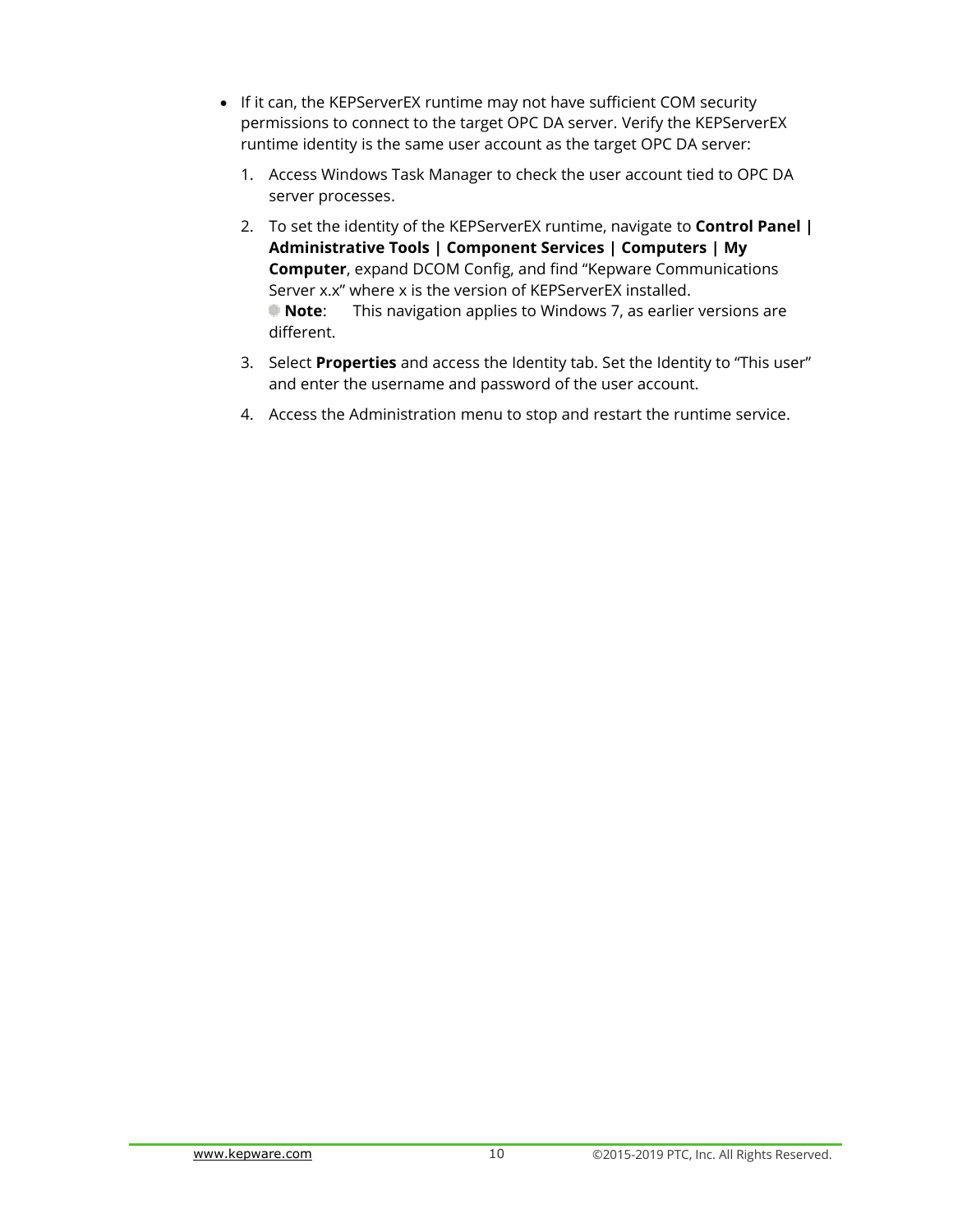- If it can, the KEPServerEX runtime may not have sufficient COM security permissions to connect to the target OPC DA server. Verify the KEPServerEX runtime identity is the same user account as the target OPC DA server:

    1. Access Windows Task Manager to check the user account tied to OPC DA server processes.
    2. To set the identity of the KEPServerEX runtime, navigate to **Control Panel | Administrative Tools | Component Services | Computers | My Computer**, expand DCOM Config, and find "Kepware Communications Server x.x" where x is the version of KEPServerEX installed.
       **Note**: This navigation applies to Windows 7, as earlier versions are different.
    3. Select **Properties** and access the Identity tab. Set the Identity to "This user" and enter the username and password of the user account.
    4. Access the Administration menu to stop and restart the runtime service.